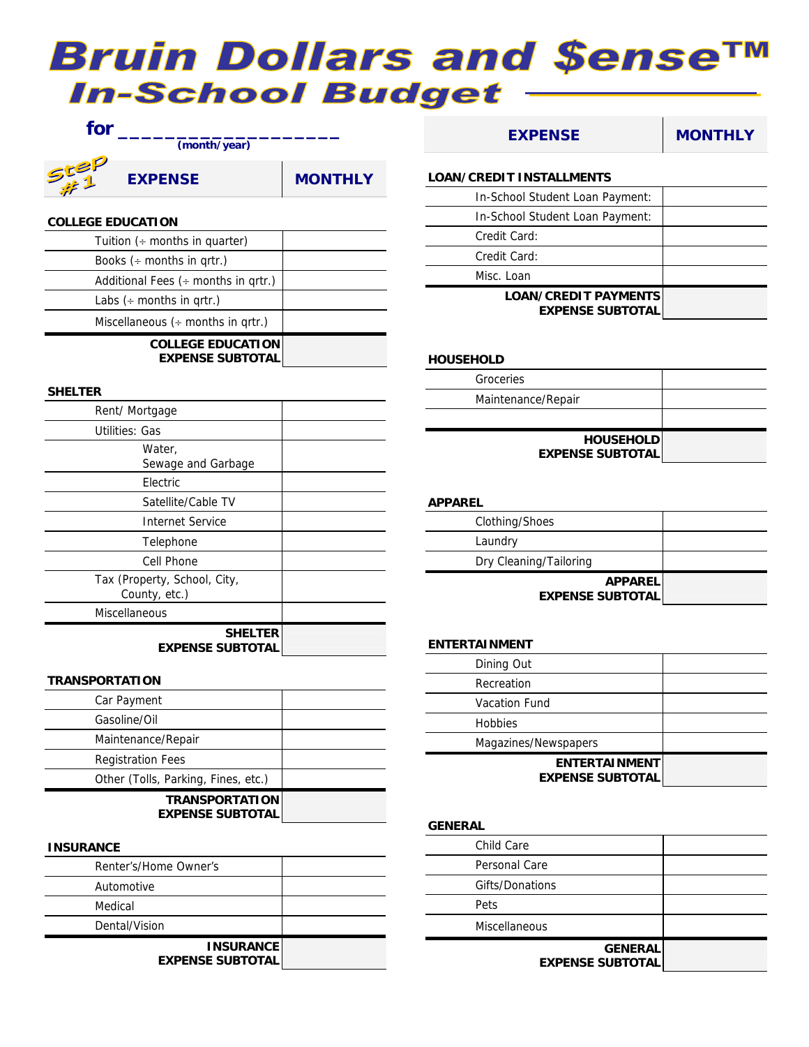# Bruin Dollars and $ense™

## In-School Budget

for ____________________ (month/year)

Step #1

| EXPENSE | MONTHLY |
|---|---|
| **COLLEGE EDUCATION** | |
| Tuition (÷ months in quarter) | |
| Books (÷ months in qrtr.) | |
| Additional Fees (÷ months in qrtr.) | |
| Labs (÷ months in qrtr.) | |
| Miscellaneous (÷ months in qrtr.) | |
| **COLLEGE EDUCATION EXPENSE SUBTOTAL** | |
| **SHELTER** | |
| Rent/ Mortgage | |
| Utilities: Gas | |
| Water, Sewage and Garbage | |
| Electric | |
| Satellite/Cable TV | |
| Internet Service | |
| Telephone | |
| Cell Phone | |
| Tax (Property, School, City, County, etc.) | |
| Miscellaneous | |
| **SHELTER EXPENSE SUBTOTAL** | |
| **TRANSPORTATION** | |
| Car Payment | |
| Gasoline/Oil | |
| Maintenance/Repair | |
| Registration Fees | |
| Other (Tolls, Parking, Fines, etc.) | |
| **TRANSPORTATION EXPENSE SUBTOTAL** | |
| **INSURANCE** | |
| Renter's/Home Owner's | |
| Automotive | |
| Medical | |
| Dental/Vision | |
| **INSURANCE EXPENSE SUBTOTAL** | |

| EXPENSE | MONTHLY |
|---|---|
| **LOAN/CREDIT INSTALLMENTS** | |
| In-School Student Loan Payment: | |
| In-School Student Loan Payment: | |
| Credit Card: | |
| Credit Card: | |
| Misc. Loan | |
| **LOAN/CREDIT PAYMENTS EXPENSE SUBTOTAL** | |
| **HOUSEHOLD** | |
| Groceries | |
| Maintenance/Repair | |
| | |
| **HOUSEHOLD EXPENSE SUBTOTAL** | |
| **APPAREL** | |
| Clothing/Shoes | |
| Laundry | |
| Dry Cleaning/Tailoring | |
| **APPAREL EXPENSE SUBTOTAL** | |
| **ENTERTAINMENT** | |
| Dining Out | |
| Recreation | |
| Vacation Fund | |
| Hobbies | |
| Magazines/Newspapers | |
| **ENTERTAINMENT EXPENSE SUBTOTAL** | |
| **GENERAL** | |
| Child Care | |
| Personal Care | |
| Gifts/Donations | |
| Pets | |
| Miscellaneous | |
| **GENERAL EXPENSE SUBTOTAL** | |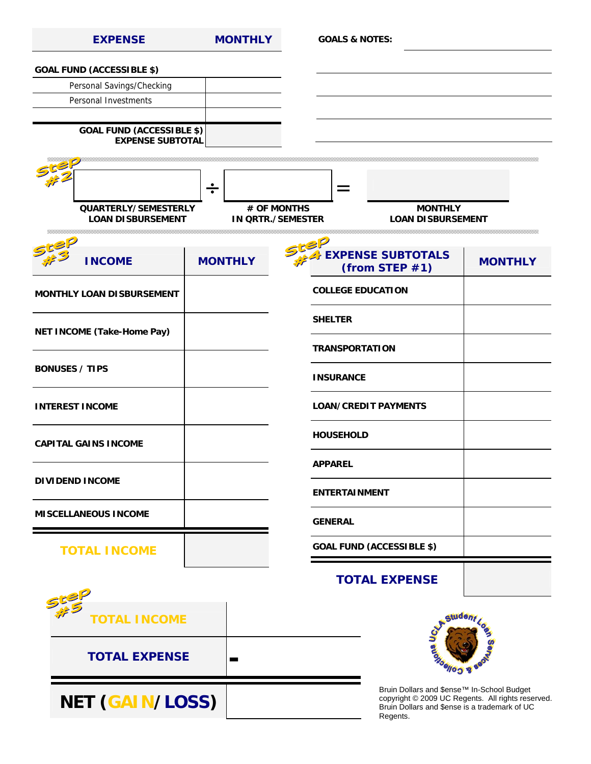| EXPENSE | MONTHLY |
|---|---|
| **GOAL FUND (ACCESSIBLE $)** | |
| Personal Savings/Checking | |
| Personal Investments | |
| | |
| **GOAL FUND (ACCESSIBLE $) EXPENSE SUBTOTAL** | |

**GOALS & NOTES:**

## Step #2

| | | | | |
|---|---|---|---|---|
| | ÷ | | = | |
| **QUARTERLY/SEMESTERLY LOAN DISBURSEMENT** | | **# OF MONTHS IN QRTR./SEMESTER** | | **MONTHLY LOAN DISBURSEMENT** |

## Step #3

| INCOME | MONTHLY |
|---|---|
| MONTHLY LOAN DISBURSEMENT | |
| NET INCOME (Take-Home Pay) | |
| BONUSES / TIPS | |
| INTEREST INCOME | |
| CAPITAL GAINS INCOME | |
| DIVIDEND INCOME | |
| MISCELLANEOUS INCOME | |
| **TOTAL INCOME** | |

## Step #4

| EXPENSE SUBTOTALS (from STEP #1) | MONTHLY |
|---|---|
| COLLEGE EDUCATION | |
| SHELTER | |
| TRANSPORTATION | |
| INSURANCE | |
| LOAN/CREDIT PAYMENTS | |
| HOUSEHOLD | |
| APPAREL | |
| ENTERTAINMENT | |
| GENERAL | |
| GOAL FUND (ACCESSIBLE $) | |
| **TOTAL EXPENSE** | |

## Step #5

| | |
|---|---|
| **TOTAL INCOME** | |
| **TOTAL EXPENSE** | - |
| **NET (GAIN/LOSS)** | |

Bruin Dollars and $ense™ In-School Budget copyright © 2009 UC Regents. All rights reserved. Bruin Dollars and $ense is a trademark of UC Regents.